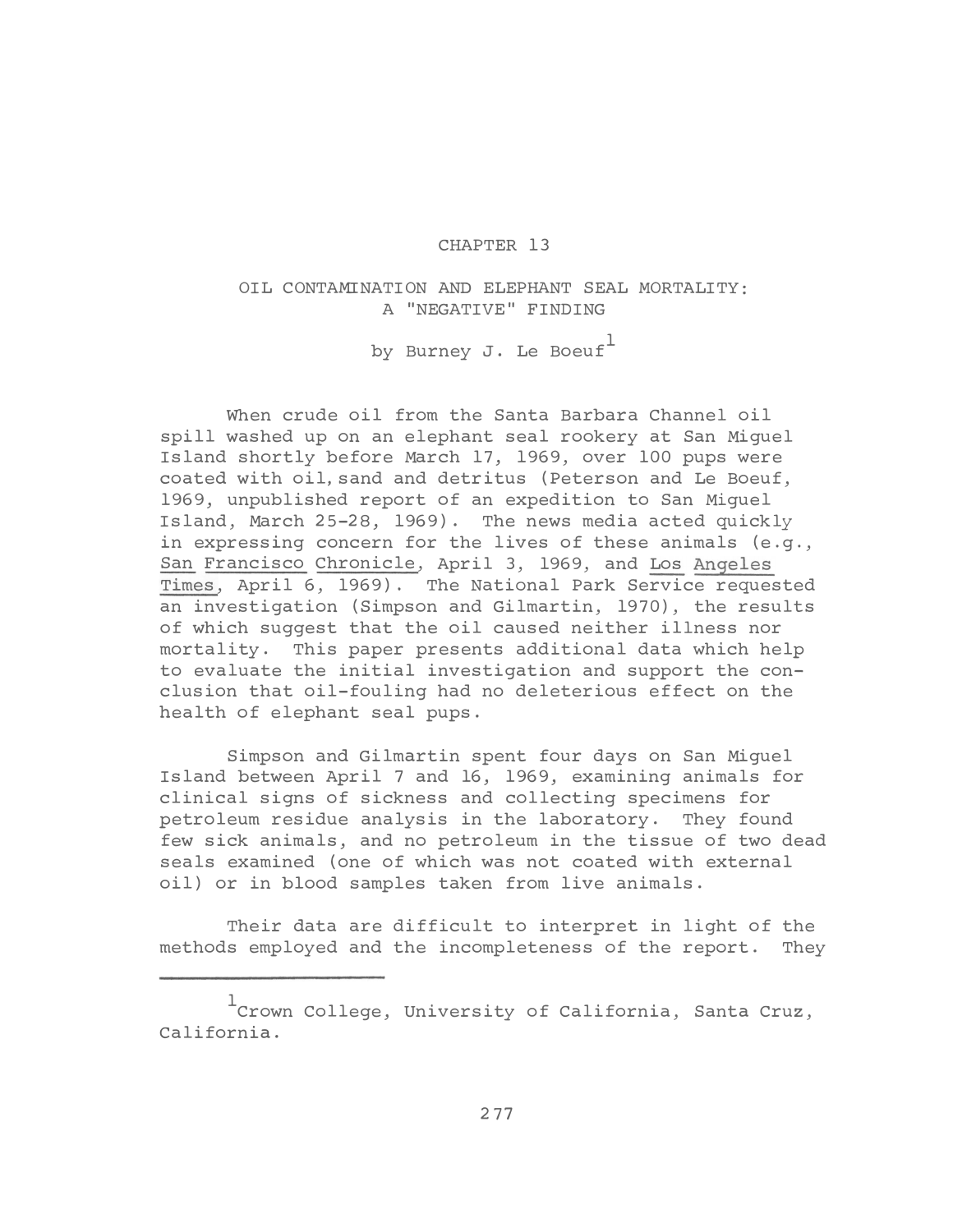# CHAPTER 13

## OIL CONTAMINATION AND ELEPHANT SEAL MORTALITY: A "NEGATIVE" FINDING

by Burney J. Le Boeuf[1]

When crude oil from the Santa Barbara Channel oil spill washed up on an elephant seal rookery at San Miguel Island shortly before March 17, 1969, over 100 pups were coated with oil, sand and detritus (Peterson and Le Boeuf, 1969, unpublished report of an expedition to San Miguel Island, March 25-28, 1969). The news media acted quickly in expressing concern for the lives of these animals (e.g., _San Francisco Chronicle_, April 3, 1969, and _Los Angeles Times_, April 6, 1969). The National Park Service requested an investigation (Simpson and Gilmartin, 1970), the results of which suggest that the oil caused neither illness nor mortality. This paper presents additional data which help to evaluate the initial investigation and support the conclusion that oil-fouling had no deleterious effect on the health of elephant seal pups.

Simpson and Gilmartin spent four days on San Miguel Island between April 7 and 16, 1969, examining animals for clinical signs of sickness and collecting specimens for petroleum residue analysis in the laboratory. They found few sick animals, and no petroleum in the tissue of two dead seals examined (one of which was not coated with external oil) or in blood samples taken from live animals.

Their data are difficult to interpret in light of the methods employed and the incompleteness of the report. They

[1] Crown College, University of California, Santa Cruz, California.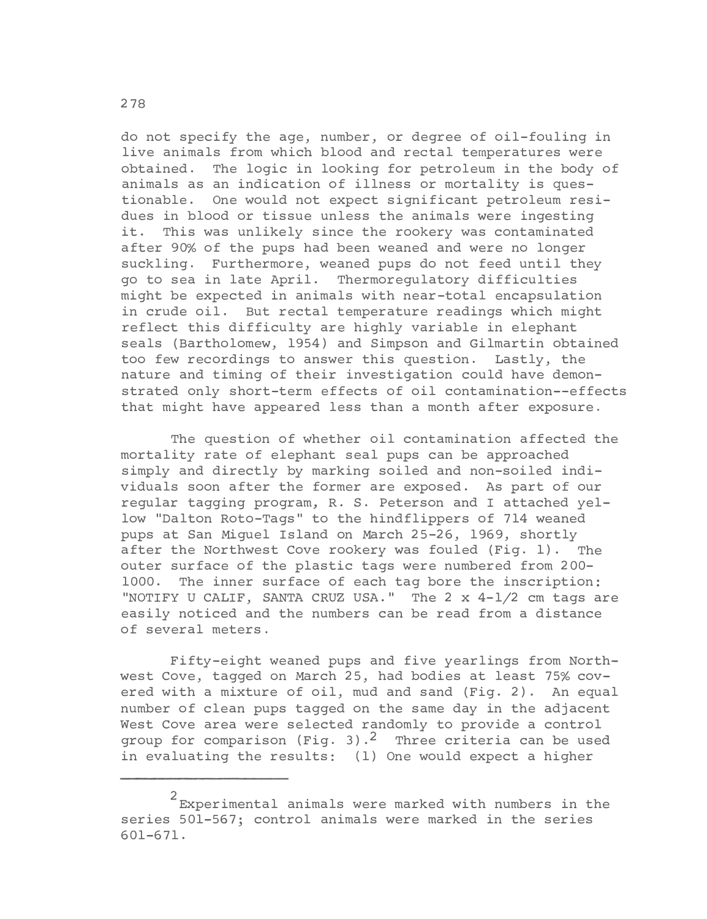do not specify the age, number, or degree of oil-fouling in live animals from which blood and rectal temperatures were obtained. The logic in looking for petroleum in the body of animals as an indication of illness or mortality is questionable. One would not expect significant petroleum residues in blood or tissue unless the animals were ingesting it. This was unlikely since the rookery was contaminated after 90% of the pups had been weaned and were no longer suckling. Furthermore, weaned pups do not feed until they go to sea in late April. Thermoregulatory difficulties might be expected in animals with near-total encapsulation in crude oil. But rectal temperature readings which might reflect this difficulty are highly variable in elephant seals (Bartholomew, 1954) and Simpson and Gilmartin obtained too few recordings to answer this question. Lastly, the nature and timing of their investigation could have demonstrated only short-term effects of oil contamination--effects that might have appeared less than a month after exposure.

The question of whether oil contamination affected the mortality rate of elephant seal pups can be approached simply and directly by marking soiled and non-soiled individuals soon after the former are exposed. As part of our regular tagging program, R. S. Peterson and I attached yellow "Dalton Roto-Tags" to the hindflippers of 714 weaned pups at San Miguel Island on March 25-26, 1969, shortly after the Northwest Cove rookery was fouled (Fig. 1). The outer surface of the plastic tags were numbered from 200-1000. The inner surface of each tag bore the inscription: "NOTIFY U CALIF, SANTA CRUZ USA." The 2 x 4-1/2 cm tags are easily noticed and the numbers can be read from a distance of several meters.

Fifty-eight weaned pups and five yearlings from Northwest Cove, tagged on March 25, had bodies at least 75% covered with a mixture of oil, mud and sand (Fig. 2). An equal number of clean pups tagged on the same day in the adjacent West Cove area were selected randomly to provide a control group for comparison (Fig. 3).[2] Three criteria can be used in evaluating the results: (1) One would expect a higher

---

[2] Experimental animals were marked with numbers in the series 501-567; control animals were marked in the series 601-671.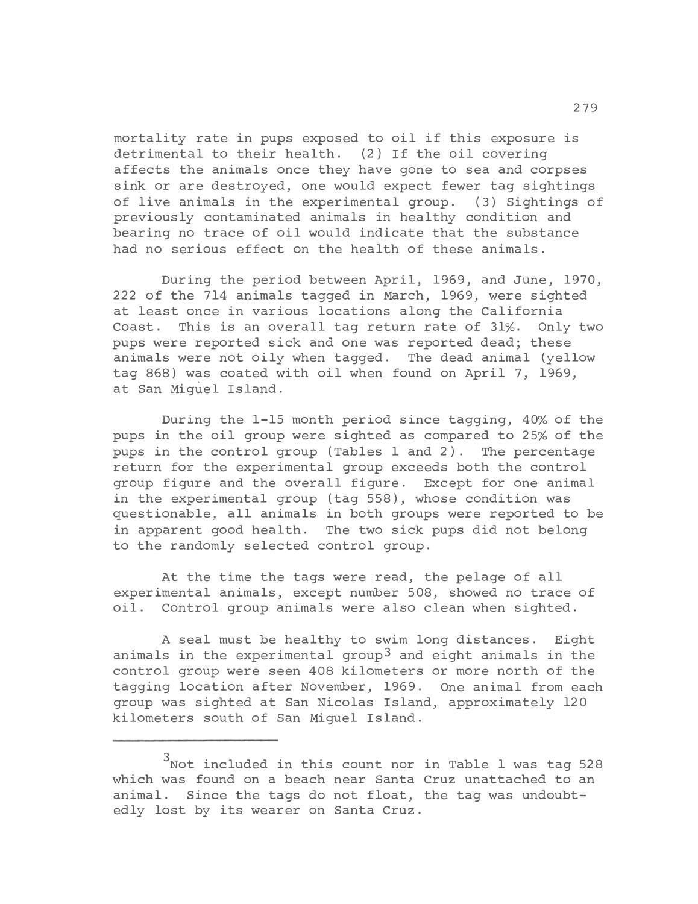mortality rate in pups exposed to oil if this exposure is detrimental to their health. (2) If the oil covering affects the animals once they have gone to sea and corpses sink or are destroyed, one would expect fewer tag sightings of live animals in the experimental group. (3) Sightings of previously contaminated animals in healthy condition and bearing no trace of oil would indicate that the substance had no serious effect on the health of these animals.

During the period between April, 1969, and June, 1970, 222 of the 714 animals tagged in March, 1969, were sighted at least once in various locations along the California Coast. This is an overall tag return rate of 31%. Only two pups were reported sick and one was reported dead; these animals were not oily when tagged. The dead animal (yellow tag 868) was coated with oil when found on April 7, 1969, at San Miguel Island.

During the 1-15 month period since tagging, 40% of the pups in the oil group were sighted as compared to 25% of the pups in the control group (Tables 1 and 2). The percentage return for the experimental group exceeds both the control group figure and the overall figure. Except for one animal in the experimental group (tag 558), whose condition was questionable, all animals in both groups were reported to be in apparent good health. The two sick pups did not belong to the randomly selected control group.

At the time the tags were read, the pelage of all experimental animals, except number 508, showed no trace of oil. Control group animals were also clean when sighted.

A seal must be healthy to swim long distances. Eight animals in the experimental group[3] and eight animals in the control group were seen 408 kilometers or more north of the tagging location after November, 1969. One animal from each group was sighted at San Nicolas Island, approximately 120 kilometers south of San Miguel Island.

---

[3] Not included in this count nor in Table 1 was tag 528 which was found on a beach near Santa Cruz unattached to an animal. Since the tags do not float, the tag was undoubtedly lost by its wearer on Santa Cruz.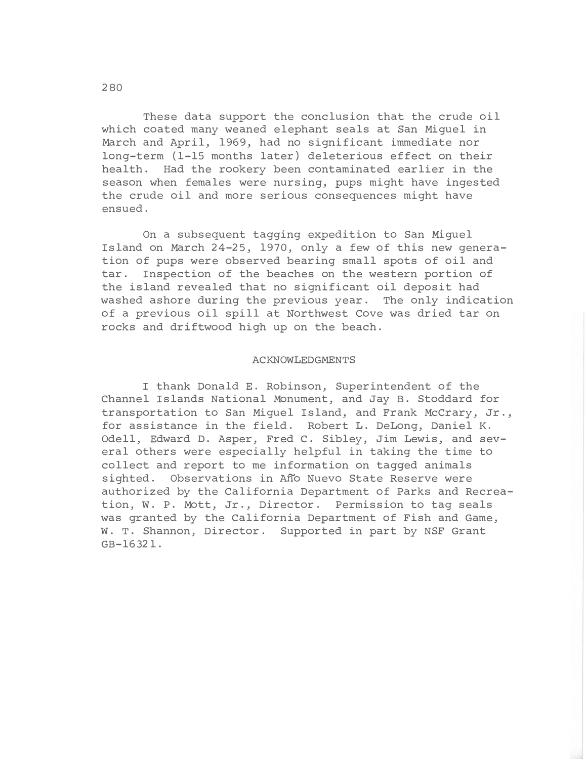These data support the conclusion that the crude oil which coated many weaned elephant seals at San Miguel in March and April, 1969, had no significant immediate nor long-term (1-15 months later) deleterious effect on their health. Had the rookery been contaminated earlier in the season when females were nursing, pups might have ingested the crude oil and more serious consequences might have ensued.

On a subsequent tagging expedition to San Miguel Island on March 24-25, 1970, only a few of this new generation of pups were observed bearing small spots of oil and tar. Inspection of the beaches on the western portion of the island revealed that no significant oil deposit had washed ashore during the previous year. The only indication of a previous oil spill at Northwest Cove was dried tar on rocks and driftwood high up on the beach.

## ACKNOWLEDGMENTS

I thank Donald E. Robinson, Superintendent of the Channel Islands National Monument, and Jay B. Stoddard for transportation to San Miguel Island, and Frank McCrary, Jr., for assistance in the field. Robert L. DeLong, Daniel K. Odell, Edward D. Asper, Fred C. Sibley, Jim Lewis, and several others were especially helpful in taking the time to collect and report to me information on tagged animals sighted. Observations in Año Nuevo State Reserve were authorized by the California Department of Parks and Recreation, W. P. Mott, Jr., Director. Permission to tag seals was granted by the California Department of Fish and Game, W. T. Shannon, Director. Supported in part by NSF Grant GB-16321.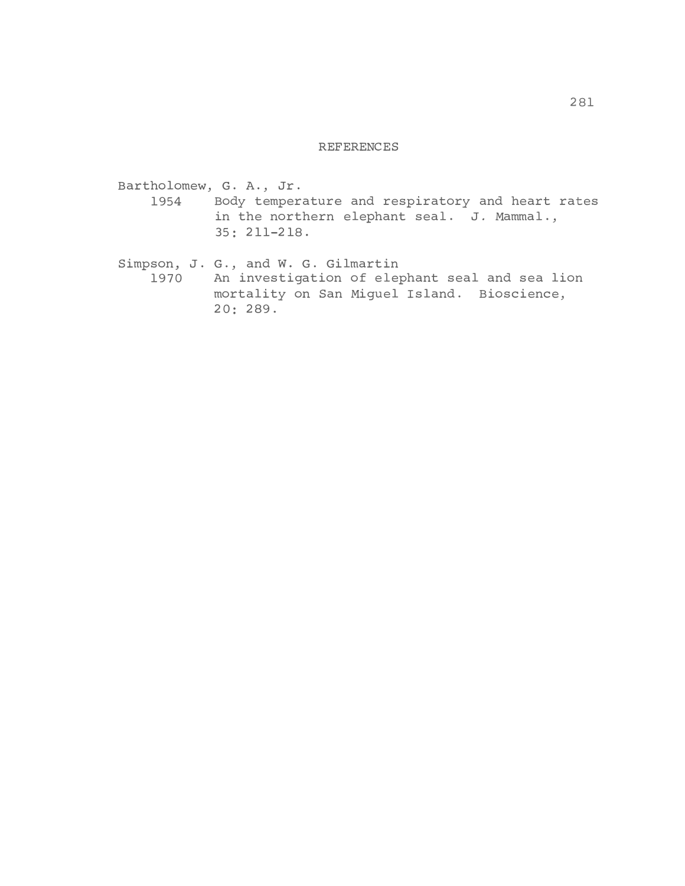# REFERENCES

Bartholomew, G. A., Jr.
1954 Body temperature and respiratory and heart rates in the northern elephant seal. J. Mammal., 35: 211-218.

Simpson, J. G., and W. G. Gilmartin
1970 An investigation of elephant seal and sea lion mortality on San Miguel Island. Bioscience, 20: 289.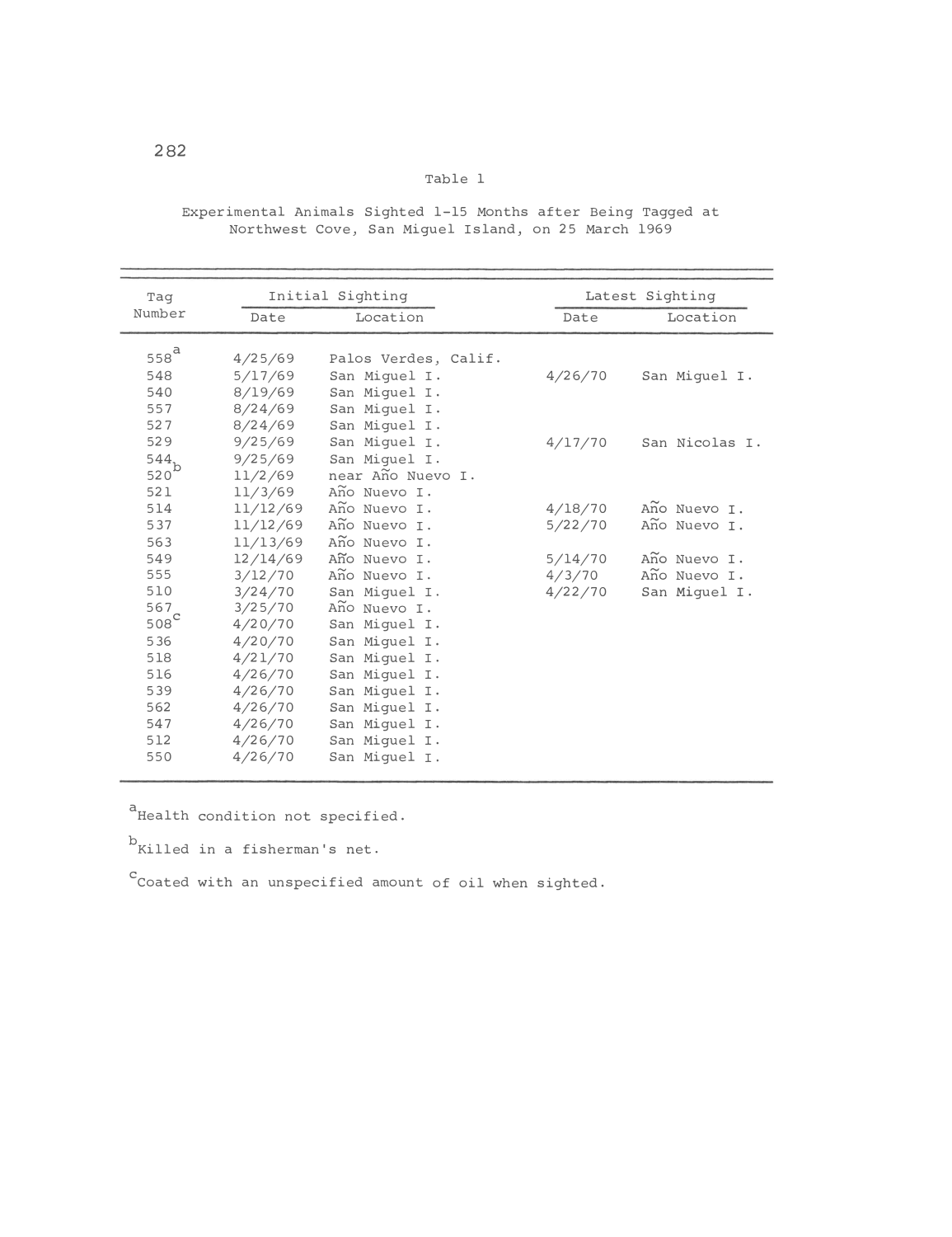Table 1

Experimental Animals Sighted 1-15 Months after Being Tagged at Northwest Cove, San Miguel Island, on 25 March 1969

| Tag Number | Initial Sighting | | Latest Sighting | |
|---|---|---|---|---|
| | Date | Location | Date | Location |
| 558[a] | 4/25/69 | Palos Verdes, Calif. | | |
| 548 | 5/17/69 | San Miguel I. | 4/26/70 | San Miguel I. |
| 540 | 8/19/69 | San Miguel I. | | |
| 557 | 8/24/69 | San Miguel I. | | |
| 527 | 8/24/69 | San Miguel I. | | |
| 529 | 9/25/69 | San Miguel I. | 4/17/70 | San Nicolas I. |
| 544 | 9/25/69 | San Miguel I. | | |
| 520[b] | 11/2/69 | near Año Nuevo I. | | |
| 521 | 11/3/69 | Año Nuevo I. | | |
| 514 | 11/12/69 | Año Nuevo I. | 4/18/70 | Año Nuevo I. |
| 537 | 11/12/69 | Año Nuevo I. | 5/22/70 | Año Nuevo I. |
| 563 | 11/13/69 | Año Nuevo I. | | |
| 549 | 12/14/69 | Año Nuevo I. | 5/14/70 | Año Nuevo I. |
| 555 | 3/12/70 | Año Nuevo I. | 4/3/70 | Año Nuevo I. |
| 510 | 3/24/70 | San Miguel I. | 4/22/70 | San Miguel I. |
| 567 | 3/25/70 | Año Nuevo I. | | |
| 508[c] | 4/20/70 | San Miguel I. | | |
| 536 | 4/20/70 | San Miguel I. | | |
| 518 | 4/21/70 | San Miguel I. | | |
| 516 | 4/26/70 | San Miguel I. | | |
| 539 | 4/26/70 | San Miguel I. | | |
| 562 | 4/26/70 | San Miguel I. | | |
| 547 | 4/26/70 | San Miguel I. | | |
| 512 | 4/26/70 | San Miguel I. | | |
| 550 | 4/26/70 | San Miguel I. | | |

[a] Health condition not specified.

[b] Killed in a fisherman's net.

[c] Coated with an unspecified amount of oil when sighted.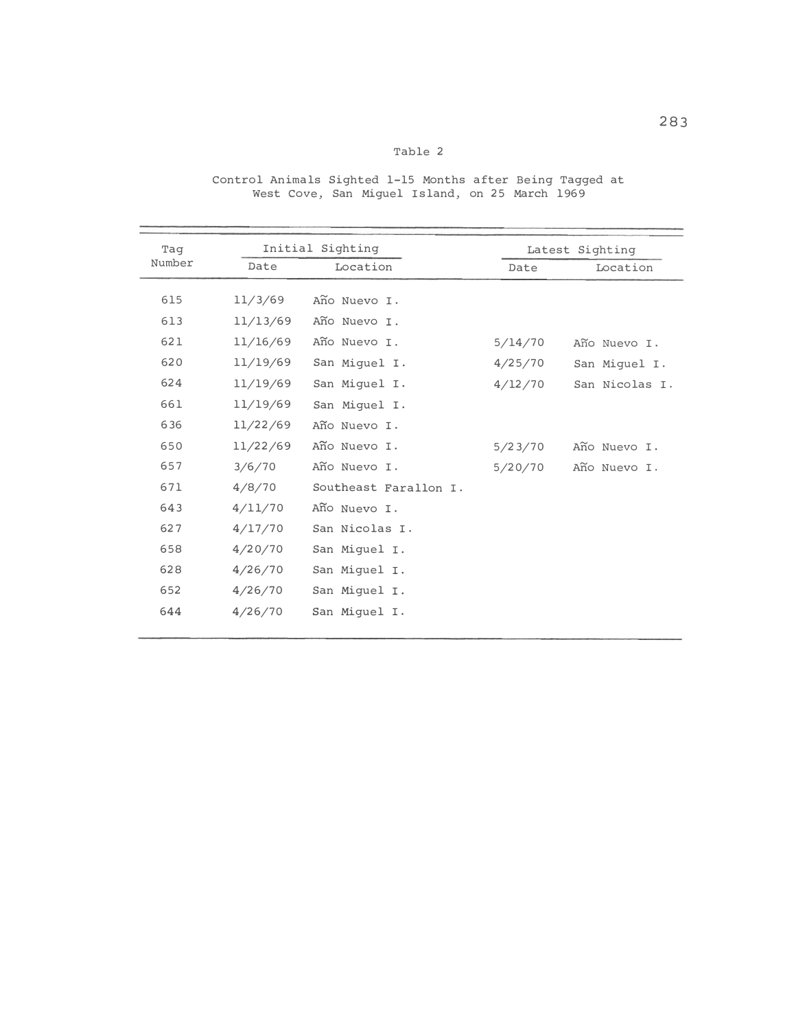Table 2

Control Animals Sighted 1-15 Months after Being Tagged at West Cove, San Miguel Island, on 25 March 1969

| Tag Number | Initial Sighting | | Latest Sighting | |
|---|---|---|---|---|
| | Date | Location | Date | Location |
| 615 | 11/3/69 | Año Nuevo I. | | |
| 613 | 11/13/69 | Año Nuevo I. | | |
| 621 | 11/16/69 | Año Nuevo I. | 5/14/70 | Año Nuevo I. |
| 620 | 11/19/69 | San Miguel I. | 4/25/70 | San Miguel I. |
| 624 | 11/19/69 | San Miguel I. | 4/12/70 | San Nicolas I. |
| 661 | 11/19/69 | San Miguel I. | | |
| 636 | 11/22/69 | Año Nuevo I. | | |
| 650 | 11/22/69 | Año Nuevo I. | 5/23/70 | Año Nuevo I. |
| 657 | 3/6/70 | Año Nuevo I. | 5/20/70 | Año Nuevo I. |
| 671 | 4/8/70 | Southeast Farallon I. | | |
| 643 | 4/11/70 | Año Nuevo I. | | |
| 627 | 4/17/70 | San Nicolas I. | | |
| 658 | 4/20/70 | San Miguel I. | | |
| 628 | 4/26/70 | San Miguel I. | | |
| 652 | 4/26/70 | San Miguel I. | | |
| 644 | 4/26/70 | San Miguel I. | | |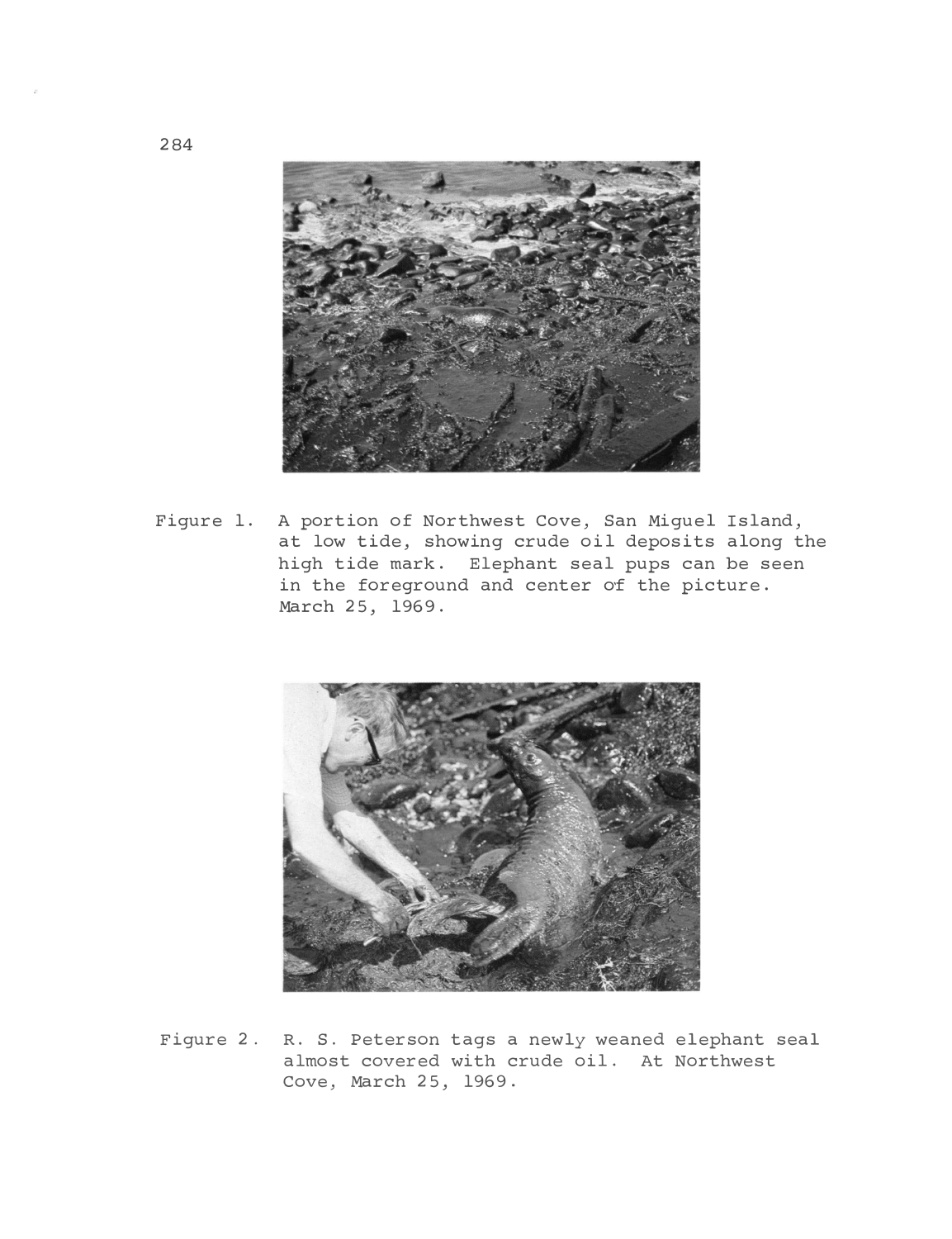Figure 1. A portion of Northwest Cove, San Miguel Island, at low tide, showing crude oil deposits along the high tide mark. Elephant seal pups can be seen in the foreground and center of the picture. March 25, 1969.

Figure 2. R. S. Peterson tags a newly weaned elephant seal almost covered with crude oil. At Northwest Cove, March 25, 1969.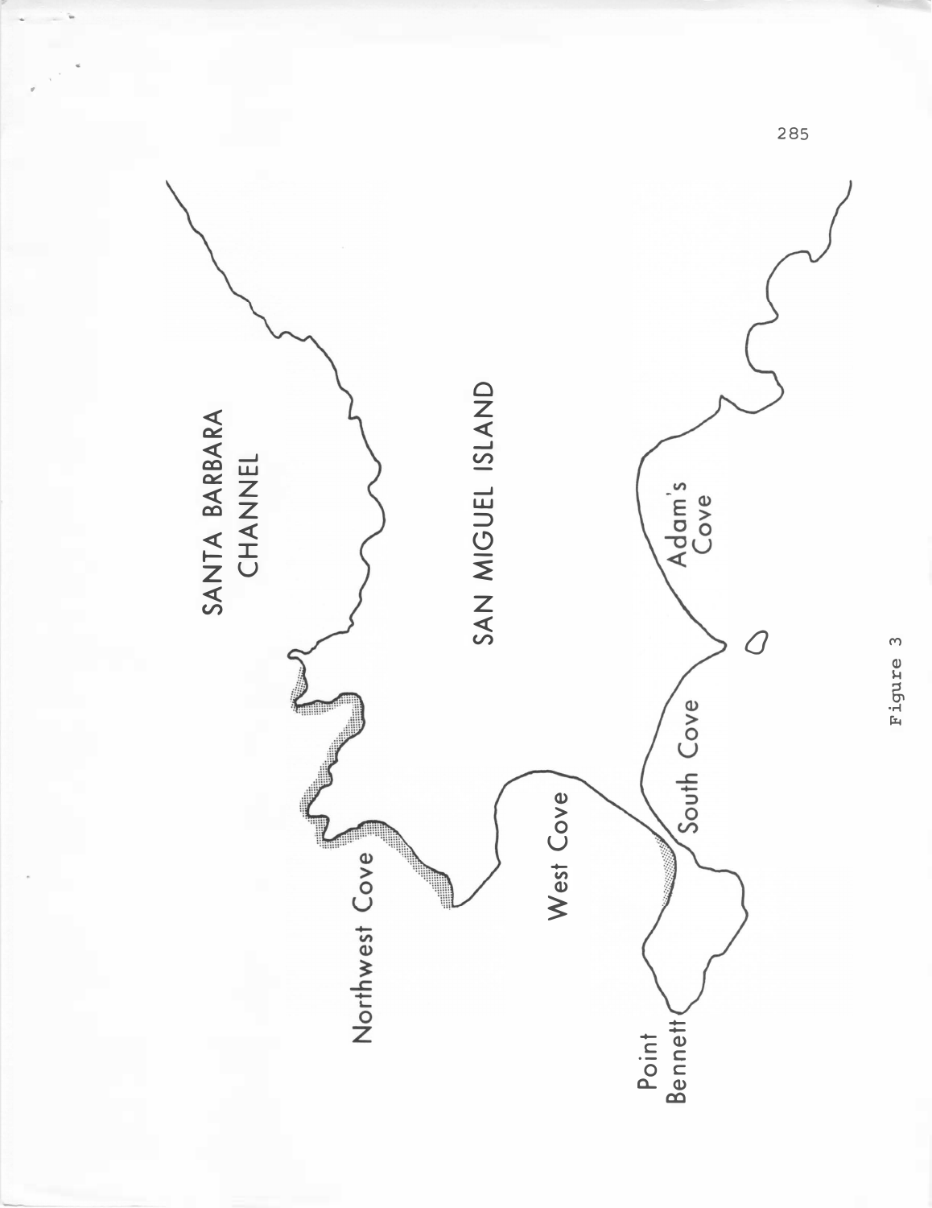SANTA BARBARA CHANNEL

SAN MIGUEL ISLAND

Northwest Cove

West Cove

South Cove

Adam's Cove

Point Bennett

Figure 3